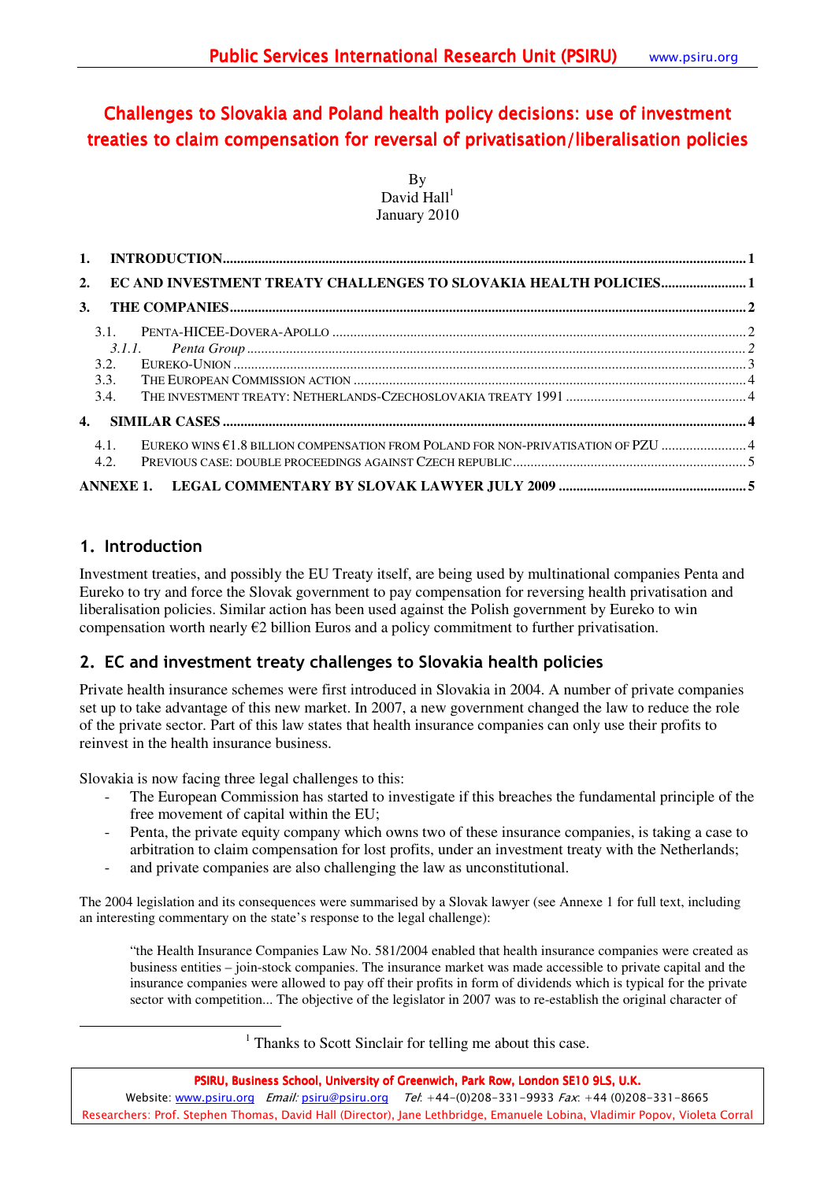# Challenges to Slovakia and Poland health policy decisions: use of investment treaties to claim compensation for reversal of privatisation/liberalisation policies

By
David Hall[1]
January 2010

1. INTRODUCTION ... 1
2. EC AND INVESTMENT TREATY CHALLENGES TO SLOVAKIA HEALTH POLICIES ... 1
3. THE COMPANIES ... 2
   - 3.1. PENTA-HICEE-DOVERA-APOLLO ... 2
     - 3.1.1. *Penta Group* ... 2
   - 3.2. EUREKO-UNION ... 3
   - 3.3. THE EUROPEAN COMMISSION ACTION ... 4
   - 3.4. THE INVESTMENT TREATY: NETHERLANDS-CZECHOSLOVAKIA TREATY 1991 ... 4
4. SIMILAR CASES ... 4
   - 4.1. EUREKO WINS €1.8 BILLION COMPENSATION FROM POLAND FOR NON-PRIVATISATION OF PZU ... 4
   - 4.2. PREVIOUS CASE: DOUBLE PROCEEDINGS AGAINST CZECH REPUBLIC ... 5

ANNEXE 1. LEGAL COMMENTARY BY SLOVAK LAWYER JULY 2009 ... 5

## 1. Introduction

Investment treaties, and possibly the EU Treaty itself, are being used by multinational companies Penta and Eureko to try and force the Slovak government to pay compensation for reversing health privatisation and liberalisation policies. Similar action has been used against the Polish government by Eureko to win compensation worth nearly €2 billion Euros and a policy commitment to further privatisation.

## 2. EC and investment treaty challenges to Slovakia health policies

Private health insurance schemes were first introduced in Slovakia in 2004. A number of private companies set up to take advantage of this new market. In 2007, a new government changed the law to reduce the role of the private sector. Part of this law states that health insurance companies can only use their profits to reinvest in the health insurance business.

Slovakia is now facing three legal challenges to this:

- The European Commission has started to investigate if this breaches the fundamental principle of the free movement of capital within the EU;
- Penta, the private equity company which owns two of these insurance companies, is taking a case to arbitration to claim compensation for lost profits, under an investment treaty with the Netherlands;
- and private companies are also challenging the law as unconstitutional.

The 2004 legislation and its consequences were summarised by a Slovak lawyer (see Annex 1 for full text, including an interesting commentary on the state's response to the legal challenge):

> "the Health Insurance Companies Law No. 581/2004 enabled that health insurance companies were created as business entities – join-stock companies. The insurance market was made accessible to private capital and the insurance companies were allowed to pay off their profits in form of dividends which is typical for the private sector with competition... The objective of the legislator in 2007 was to re-establish the original character of

[1] Thanks to Scott Sinclair for telling me about this case.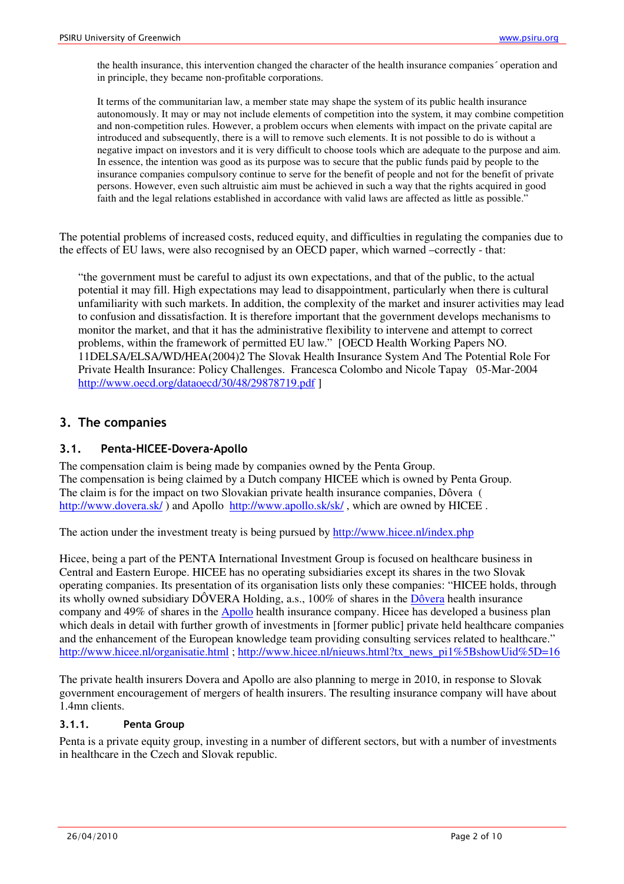> the health insurance, this intervention changed the character of the health insurance companies´ operation and in principle, they became non-profitable corporations.
>
> It terms of the communitarian law, a member state may shape the system of its public health insurance autonomously. It may or may not include elements of competition into the system, it may combine competition and non-competition rules. However, a problem occurs when elements with impact on the private capital are introduced and subsequently, there is a will to remove such elements. It is not possible to do is without a negative impact on investors and it is very difficult to choose tools which are adequate to the purpose and aim. In essence, the intention was good as its purpose was to secure that the public funds paid by people to the insurance companies compulsory continue to serve for the benefit of people and not for the benefit of private persons. However, even such altruistic aim must be achieved in such a way that the rights acquired in good faith and the legal relations established in accordance with valid laws are affected as little as possible."

The potential problems of increased costs, reduced equity, and difficulties in regulating the companies due to the effects of EU laws, were also recognised by an OECD paper, which warned –correctly - that:

> "the government must be careful to adjust its own expectations, and that of the public, to the actual potential it may fill. High expectations may lead to disappointment, particularly when there is cultural unfamiliarity with such markets. In addition, the complexity of the market and insurer activities may lead to confusion and dissatisfaction. It is therefore important that the government develops mechanisms to monitor the market, and that it has the administrative flexibility to intervene and attempt to correct problems, within the framework of permitted EU law." [OECD Health Working Papers NO. 11DELSA/ELSA/WD/HEA(2004)2 The Slovak Health Insurance System And The Potential Role For Private Health Insurance: Policy Challenges. Francesca Colombo and Nicole Tapay 05-Mar-2004 http://www.oecd.org/dataoecd/30/48/29878719.pdf ]

## 3. The companies

### 3.1. Penta-HICEE-Dovera-Apollo

The compensation claim is being made by companies owned by the Penta Group.
The compensation is being claimed by a Dutch company HICEE which is owned by Penta Group.
The claim is for the impact on two Slovakian private health insurance companies, Dôvera ( http://www.dovera.sk/ ) and Apollo http://www.apollo.sk/sk/ , which are owned by HICEE .

The action under the investment treaty is being pursued by http://www.hicee.nl/index.php

Hicee, being a part of the PENTA International Investment Group is focused on healthcare business in Central and Eastern Europe. HICEE has no operating subsidiaries except its shares in the two Slovak operating companies. Its presentation of its organisation lists only these companies: "HICEE holds, through its wholly owned subsidiary DÔVERA Holding, a.s., 100% of shares in the Dôvera health insurance company and 49% of shares in the Apollo health insurance company. Hicee has developed a business plan which deals in detail with further growth of investments in [former public] private held healthcare companies and the enhancement of the European knowledge team providing consulting services related to healthcare." http://www.hicee.nl/organisatie.html ; http://www.hicee.nl/nieuws.html?tx_news_pi1%5BshowUid%5D=16

The private health insurers Dovera and Apollo are also planning to merge in 2010, in response to Slovak government encouragement of mergers of health insurers. The resulting insurance company will have about 1.4mn clients.

#### 3.1.1. Penta Group

Penta is a private equity group, investing in a number of different sectors, but with a number of investments in healthcare in the Czech and Slovak republic.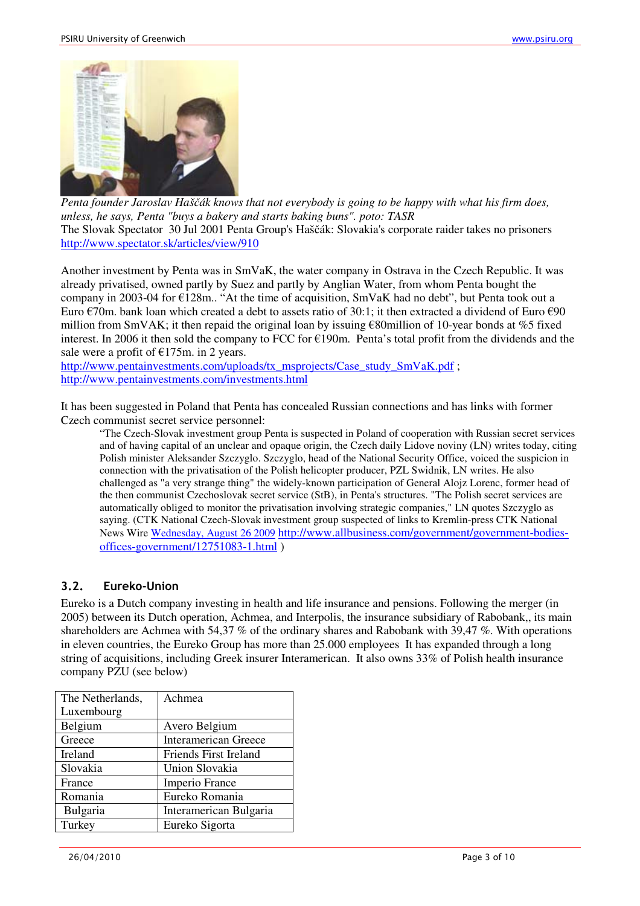*Penta founder Jaroslav Haščák knows that not everybody is going to be happy with what his firm does, unless, he says, Penta "buys a bakery and starts baking buns". poto: TASR*

The Slovak Spectator 30 Jul 2001 Penta Group's Haščák: Slovakia's corporate raider takes no prisoners http://www.spectator.sk/articles/view/910

Another investment by Penta was in SmVaK, the water company in Ostrava in the Czech Republic. It was already privatised, owned partly by Suez and partly by Anglian Water, from whom Penta bought the company in 2003-04 for €128m.. "At the time of acquisition, SmVaK had no debt", but Penta took out a Euro €70m. bank loan which created a debt to assets ratio of 30:1; it then extracted a dividend of Euro €90 million from SmVAK; it then repaid the original loan by issuing €80million of 10-year bonds at %5 fixed interest. In 2006 it then sold the company to FCC for €190m. Penta's total profit from the dividends and the sale were a profit of €175m. in 2 years.

http://www.pentainvestments.com/uploads/tx_msprojects/Case_study_SmVaK.pdf ; http://www.pentainvestments.com/investments.html

It has been suggested in Poland that Penta has concealed Russian connections and has links with former Czech communist secret service personnel:

> "The Czech-Slovak investment group Penta is suspected in Poland of cooperation with Russian secret services and of having capital of an unclear and opaque origin, the Czech daily Lidove noviny (LN) writes today, citing Polish minister Aleksander Szczyglo. Szczyglo, head of the National Security Office, voiced the suspicion in connection with the privatisation of the Polish helicopter producer, PZL Swidnik, LN writes. He also challenged as "a very strange thing" the widely-known participation of General Alojz Lorenc, former head of the then communist Czechoslovak secret service (StB), in Penta's structures. "The Polish secret services are automatically obliged to monitor the privatisation involving strategic companies," LN quotes Szczyglo as saying. (CTK National Czech-Slovak investment group suspected of links to Kremlin-press CTK National News Wire Wednesday, August 26 2009 http://www.allbusiness.com/government/government-bodies-offices-government/12751083-1.html )

## 3.2. Eureko-Union

Eureko is a Dutch company investing in health and life insurance and pensions. Following the merger (in 2005) between its Dutch operation, Achmea, and Interpolis, the insurance subsidiary of Rabobank,, its main shareholders are Achmea with 54,37 % of the ordinary shares and Rabobank with 39,47 %. With operations in eleven countries, the Eureko Group has more than 25.000 employees It has expanded through a long string of acquisitions, including Greek insurer Interamerican. It also owns 33% of Polish health insurance company PZU (see below)

| | |
|---|---|
| The Netherlands, Luxembourg | Achmea |
| Belgium | Avero Belgium |
| Greece | Interamerican Greece |
| Ireland | Friends First Ireland |
| Slovakia | Union Slovakia |
| France | Imperio France |
| Romania | Eureko Romania |
| Bulgaria | Interamerican Bulgaria |
| Turkey | Eureko Sigorta |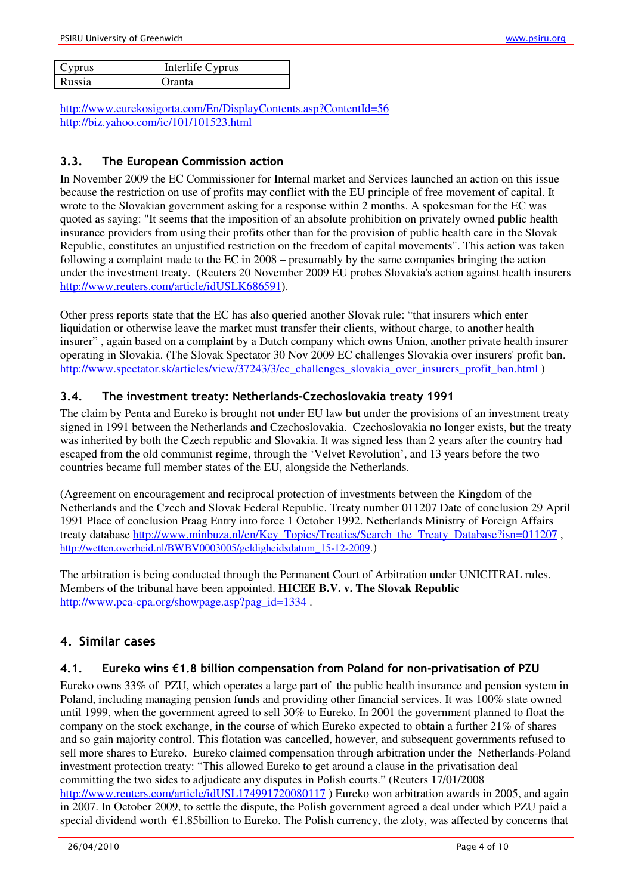| Cyprus | Interlife Cyprus |
|---|---|
| Russia | Oranta |

http://www.eurekosigorta.com/En/DisplayContents.asp?ContentId=56
http://biz.yahoo.com/ic/101/101523.html

### 3.3. The European Commission action

In November 2009 the EC Commissioner for Internal market and Services launched an action on this issue because the restriction on use of profits may conflict with the EU principle of free movement of capital. It wrote to the Slovakian government asking for a response within 2 months. A spokesman for the EC was quoted as saying: "It seems that the imposition of an absolute prohibition on privately owned public health insurance providers from using their profits other than for the provision of public health care in the Slovak Republic, constitutes an unjustified restriction on the freedom of capital movements". This action was taken following a complaint made to the EC in 2008 – presumably by the same companies bringing the action under the investment treaty. (Reuters 20 November 2009 EU probes Slovakia's action against health insurers http://www.reuters.com/article/idUSLK686591).

Other press reports state that the EC has also queried another Slovak rule: "that insurers which enter liquidation or otherwise leave the market must transfer their clients, without charge, to another health insurer" , again based on a complaint by a Dutch company which owns Union, another private health insurer operating in Slovakia. (The Slovak Spectator 30 Nov 2009 EC challenges Slovakia over insurers' profit ban. http://www.spectator.sk/articles/view/37243/3/ec_challenges_slovakia_over_insurers_profit_ban.html )

### 3.4. The investment treaty: Netherlands-Czechoslovakia treaty 1991

The claim by Penta and Eureko is brought not under EU law but under the provisions of an investment treaty signed in 1991 between the Netherlands and Czechoslovakia. Czechoslovakia no longer exists, but the treaty was inherited by both the Czech republic and Slovakia. It was signed less than 2 years after the country had escaped from the old communist regime, through the 'Velvet Revolution', and 13 years before the two countries became full member states of the EU, alongside the Netherlands.

(Agreement on encouragement and reciprocal protection of investments between the Kingdom of the Netherlands and the Czech and Slovak Federal Republic. Treaty number 011207 Date of conclusion 29 April 1991 Place of conclusion Praag Entry into force 1 October 1992. Netherlands Ministry of Foreign Affairs treaty database http://www.minbuza.nl/en/Key_Topics/Treaties/Search_the_Treaty_Database?isn=011207 , http://wetten.overheid.nl/BWBV0003005/geldigheidsdatum_15-12-2009.)

The arbitration is being conducted through the Permanent Court of Arbitration under UNICITRAL rules. Members of the tribunal have been appointed. **HICEE B.V. v. The Slovak Republic** http://www.pca-cpa.org/showpage.asp?pag_id=1334 .

## 4. Similar cases

### 4.1. Eureko wins €1.8 billion compensation from Poland for non-privatisation of PZU

Eureko owns 33% of PZU, which operates a large part of the public health insurance and pension system in Poland, including managing pension funds and providing other financial services. It was 100% state owned until 1999, when the government agreed to sell 30% to Eureko. In 2001 the government planned to float the company on the stock exchange, in the course of which Eureko expected to obtain a further 21% of shares and so gain majority control. This flotation was cancelled, however, and subsequent governments refused to sell more shares to Eureko. Eureko claimed compensation through arbitration under the Netherlands-Poland investment protection treaty: "This allowed Eureko to get around a clause in the privatisation deal committing the two sides to adjudicate any disputes in Polish courts." (Reuters 17/01/2008 http://www.reuters.com/article/idUSL174991720080117 ) Eureko won arbitration awards in 2005, and again in 2007. In October 2009, to settle the dispute, the Polish government agreed a deal under which PZU paid a special dividend worth €1.85billion to Eureko. The Polish currency, the zloty, was affected by concerns that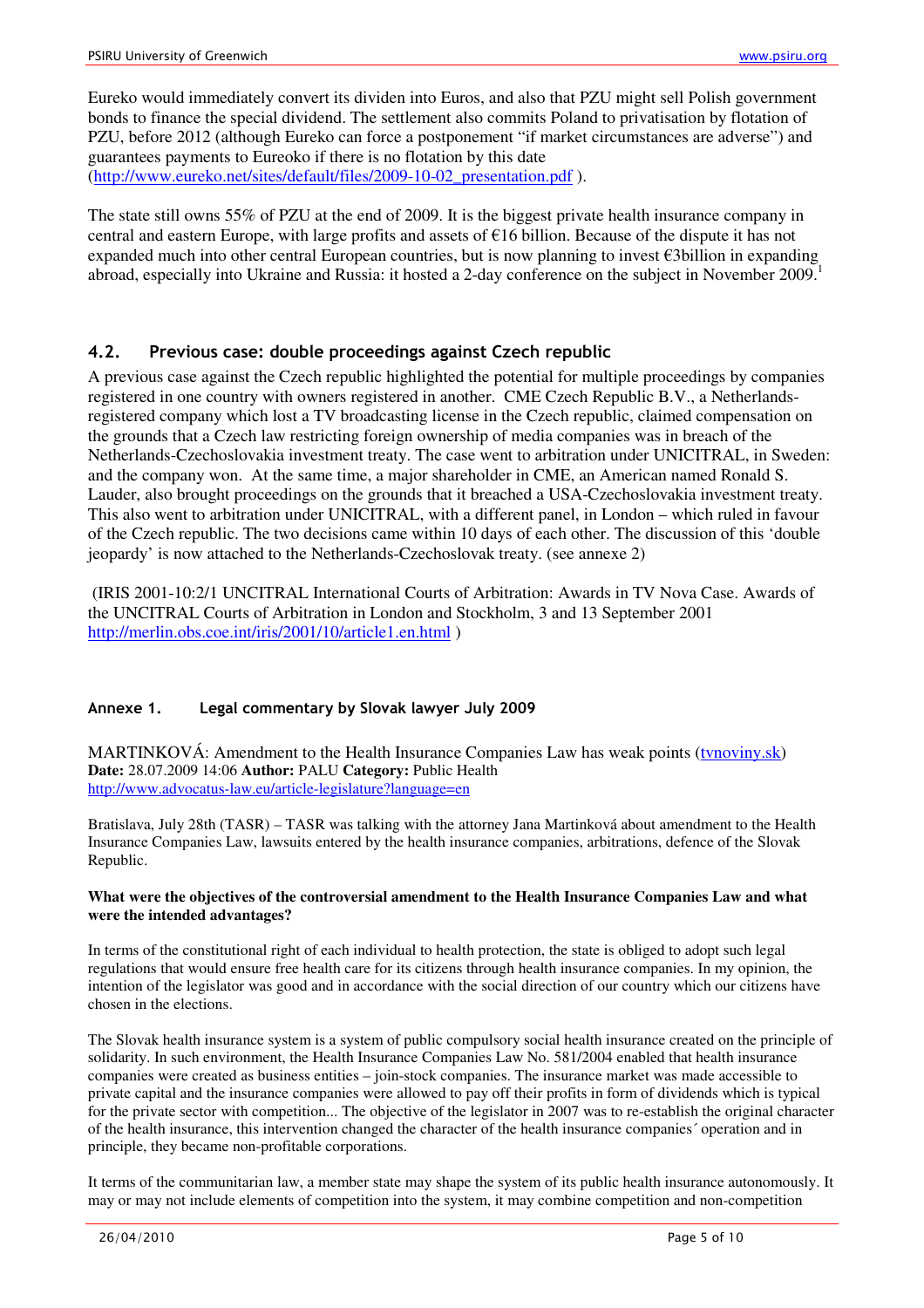Eureko would immediately convert its dividen into Euros, and also that PZU might sell Polish government bonds to finance the special dividend. The settlement also commits Poland to privatisation by flotation of PZU, before 2012 (although Eureko can force a postponement "if market circumstances are adverse") and guarantees payments to Eureoko if there is no flotation by this date (http://www.eureko.net/sites/default/files/2009-10-02_presentation.pdf ).

The state still owns 55% of PZU at the end of 2009. It is the biggest private health insurance company in central and eastern Europe, with large profits and assets of €16 billion. Because of the dispute it has not expanded much into other central European countries, but is now planning to invest €3billion in expanding abroad, especially into Ukraine and Russia: it hosted a 2-day conference on the subject in November 2009.[1]

## 4.2. Previous case: double proceedings against Czech republic

A previous case against the Czech republic highlighted the potential for multiple proceedings by companies registered in one country with owners registered in another. CME Czech Republic B.V., a Netherlands-registered company which lost a TV broadcasting license in the Czech republic, claimed compensation on the grounds that a Czech law restricting foreign ownership of media companies was in breach of the Netherlands-Czechoslovakia investment treaty. The case went to arbitration under UNICITRAL, in Sweden: and the company won. At the same time, a major shareholder in CME, an American named Ronald S. Lauder, also brought proceedings on the grounds that it breached a USA-Czechoslovakia investment treaty. This also went to arbitration under UNICITRAL, with a different panel, in London – which ruled in favour of the Czech republic. The two decisions came within 10 days of each other. The discussion of this 'double jeopardy' is now attached to the Netherlands-Czechoslovak treaty. (see annexe 2)

(IRIS 2001-10:2/1 UNCITRAL International Courts of Arbitration: Awards in TV Nova Case. Awards of the UNCITRAL Courts of Arbitration in London and Stockholm, 3 and 13 September 2001 http://merlin.obs.coe.int/iris/2001/10/article1.en.html )

## Annexe 1. Legal commentary by Slovak lawyer July 2009

MARTINKOVÁ: Amendment to the Health Insurance Companies Law has weak points (tvnoviny.sk)
**Date:** 28.07.2009 14:06 **Author:** PALU **Category:** Public Health
http://www.advocatus-law.eu/article-legislature?language=en

Bratislava, July 28th (TASR) – TASR was talking with the attorney Jana Martinková about amendment to the Health Insurance Companies Law, lawsuits entered by the health insurance companies, arbitrations, defence of the Slovak Republic.

**What were the objectives of the controversial amendment to the Health Insurance Companies Law and what were the intended advantages?**

In terms of the constitutional right of each individual to health protection, the state is obliged to adopt such legal regulations that would ensure free health care for its citizens through health insurance companies. In my opinion, the intention of the legislator was good and in accordance with the social direction of our country which our citizens have chosen in the elections.

The Slovak health insurance system is a system of public compulsory social health insurance created on the principle of solidarity. In such environment, the Health Insurance Companies Law No. 581/2004 enabled that health insurance companies were created as business entities – join-stock companies. The insurance market was made accessible to private capital and the insurance companies were allowed to pay off their profits in form of dividends which is typical for the private sector with competition... The objective of the legislator in 2007 was to re-establish the original character of the health insurance, this intervention changed the character of the health insurance companies´ operation and in principle, they became non-profitable corporations.

It terms of the communitarian law, a member state may shape the system of its public health insurance autonomously. It may or may not include elements of competition into the system, it may combine competition and non-competition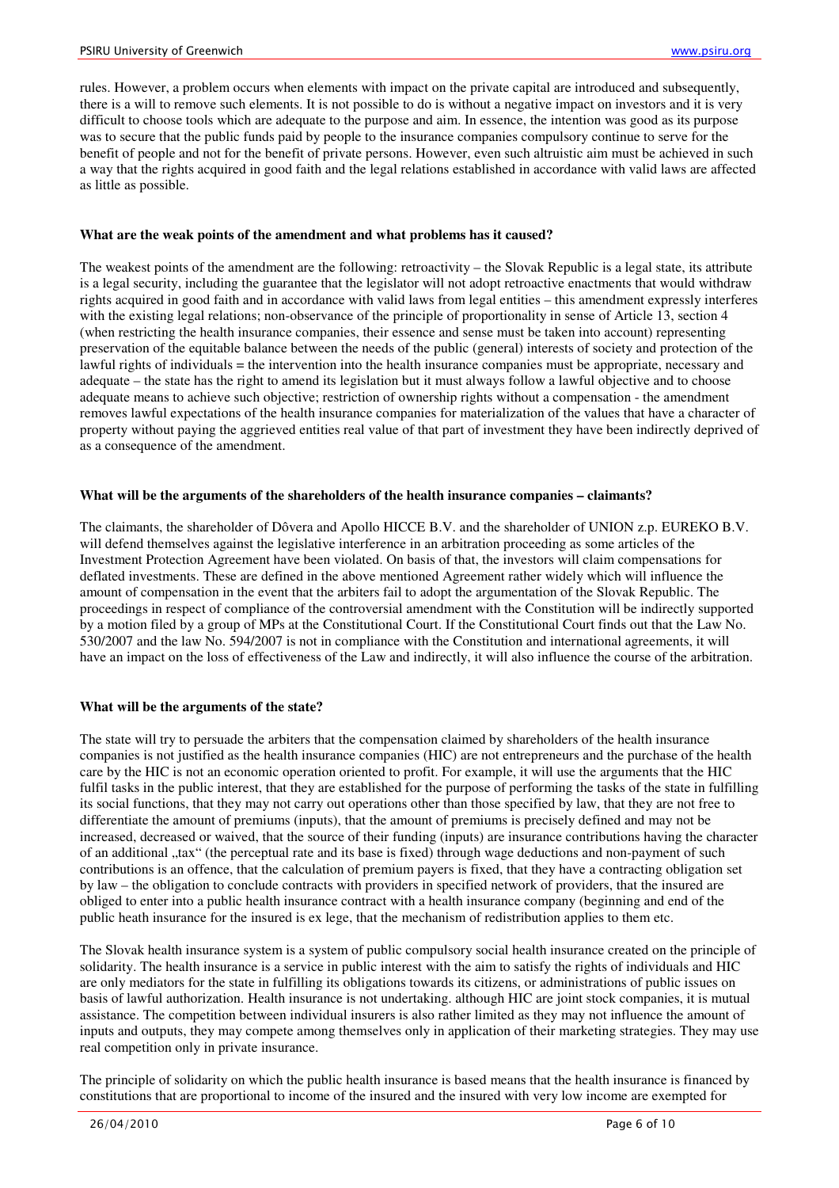rules. However, a problem occurs when elements with impact on the private capital are introduced and subsequently, there is a will to remove such elements. It is not possible to do is without a negative impact on investors and it is very difficult to choose tools which are adequate to the purpose and aim. In essence, the intention was good as its purpose was to secure that the public funds paid by people to the insurance companies compulsory continue to serve for the benefit of people and not for the benefit of private persons. However, even such altruistic aim must be achieved in such a way that the rights acquired in good faith and the legal relations established in accordance with valid laws are affected as little as possible.

**What are the weak points of the amendment and what problems has it caused?**

The weakest points of the amendment are the following: retroactivity – the Slovak Republic is a legal state, its attribute is a legal security, including the guarantee that the legislator will not adopt retroactive enactments that would withdraw rights acquired in good faith and in accordance with valid laws from legal entities – this amendment expressly interferes with the existing legal relations; non-observance of the principle of proportionality in sense of Article 13, section 4 (when restricting the health insurance companies, their essence and sense must be taken into account) representing preservation of the equitable balance between the needs of the public (general) interests of society and protection of the lawful rights of individuals = the intervention into the health insurance companies must be appropriate, necessary and adequate – the state has the right to amend its legislation but it must always follow a lawful objective and to choose adequate means to achieve such objective; restriction of ownership rights without a compensation - the amendment removes lawful expectations of the health insurance companies for materialization of the values that have a character of property without paying the aggrieved entities real value of that part of investment they have been indirectly deprived of as a consequence of the amendment.

**What will be the arguments of the shareholders of the health insurance companies – claimants?**

The claimants, the shareholder of Dôvera and Apollo HICCE B.V. and the shareholder of UNION z.p. EUREKO B.V. will defend themselves against the legislative interference in an arbitration proceeding as some articles of the Investment Protection Agreement have been violated. On basis of that, the investors will claim compensations for deflated investments. These are defined in the above mentioned Agreement rather widely which will influence the amount of compensation in the event that the arbiters fail to adopt the argumentation of the Slovak Republic. The proceedings in respect of compliance of the controversial amendment with the Constitution will be indirectly supported by a motion filed by a group of MPs at the Constitutional Court. If the Constitutional Court finds out that the Law No. 530/2007 and the law No. 594/2007 is not in compliance with the Constitution and international agreements, it will have an impact on the loss of effectiveness of the Law and indirectly, it will also influence the course of the arbitration.

**What will be the arguments of the state?**

The state will try to persuade the arbiters that the compensation claimed by shareholders of the health insurance companies is not justified as the health insurance companies (HIC) are not entrepreneurs and the purchase of the health care by the HIC is not an economic operation oriented to profit. For example, it will use the arguments that the HIC fulfil tasks in the public interest, that they are established for the purpose of performing the tasks of the state in fulfilling its social functions, that they may not carry out operations other than those specified by law, that they are not free to differentiate the amount of premiums (inputs), that the amount of premiums is precisely defined and may not be increased, decreased or waived, that the source of their funding (inputs) are insurance contributions having the character of an additional „tax" (the perceptual rate and its base is fixed) through wage deductions and non-payment of such contributions is an offence, that the calculation of premium payers is fixed, that they have a contracting obligation set by law – the obligation to conclude contracts with providers in specified network of providers, that the insured are obliged to enter into a public health insurance contract with a health insurance company (beginning and end of the public heath insurance for the insured is ex lege, that the mechanism of redistribution applies to them etc.

The Slovak health insurance system is a system of public compulsory social health insurance created on the principle of solidarity. The health insurance is a service in public interest with the aim to satisfy the rights of individuals and HIC are only mediators for the state in fulfilling its obligations towards its citizens, or administrations of public issues on basis of lawful authorization. Health insurance is not undertaking. although HIC are joint stock companies, it is mutual assistance. The competition between individual insurers is also rather limited as they may not influence the amount of inputs and outputs, they may compete among themselves only in application of their marketing strategies. They may use real competition only in private insurance.

The principle of solidarity on which the public health insurance is based means that the health insurance is financed by constitutions that are proportional to income of the insured and the insured with very low income are exempted for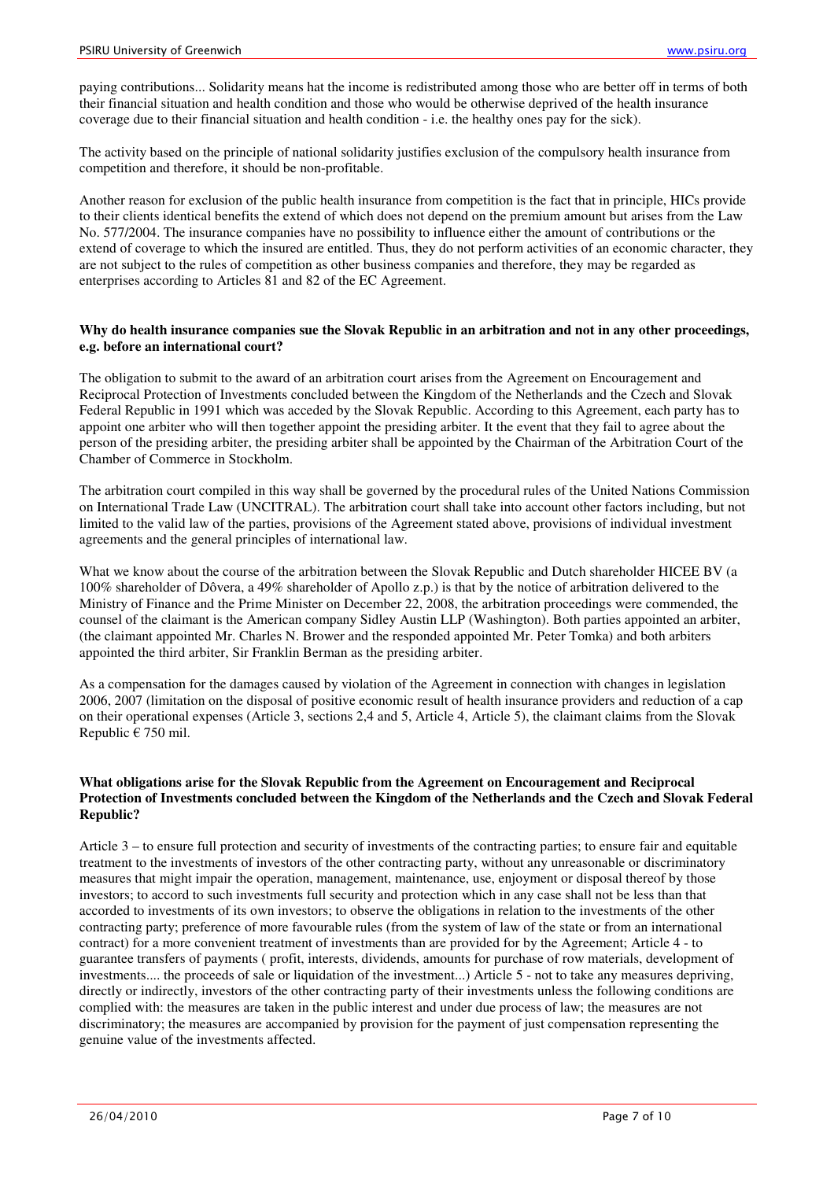paying contributions... Solidarity means hat the income is redistributed among those who are better off in terms of both their financial situation and health condition and those who would be otherwise deprived of the health insurance coverage due to their financial situation and health condition - i.e. the healthy ones pay for the sick).

The activity based on the principle of national solidarity justifies exclusion of the compulsory health insurance from competition and therefore, it should be non-profitable.

Another reason for exclusion of the public health insurance from competition is the fact that in principle, HICs provide to their clients identical benefits the extend of which does not depend on the premium amount but arises from the Law No. 577/2004. The insurance companies have no possibility to influence either the amount of contributions or the extend of coverage to which the insured are entitled. Thus, they do not perform activities of an economic character, they are not subject to the rules of competition as other business companies and therefore, they may be regarded as enterprises according to Articles 81 and 82 of the EC Agreement.

**Why do health insurance companies sue the Slovak Republic in an arbitration and not in any other proceedings, e.g. before an international court?**

The obligation to submit to the award of an arbitration court arises from the Agreement on Encouragement and Reciprocal Protection of Investments concluded between the Kingdom of the Netherlands and the Czech and Slovak Federal Republic in 1991 which was acceded by the Slovak Republic. According to this Agreement, each party has to appoint one arbiter who will then together appoint the presiding arbiter. It the event that they fail to agree about the person of the presiding arbiter, the presiding arbiter shall be appointed by the Chairman of the Arbitration Court of the Chamber of Commerce in Stockholm.

The arbitration court compiled in this way shall be governed by the procedural rules of the United Nations Commission on International Trade Law (UNCITRAL). The arbitration court shall take into account other factors including, but not limited to the valid law of the parties, provisions of the Agreement stated above, provisions of individual investment agreements and the general principles of international law.

What we know about the course of the arbitration between the Slovak Republic and Dutch shareholder HICEE BV (a 100% shareholder of Dôvera, a 49% shareholder of Apollo z.p.) is that by the notice of arbitration delivered to the Ministry of Finance and the Prime Minister on December 22, 2008, the arbitration proceedings were commended, the counsel of the claimant is the American company Sidley Austin LLP (Washington). Both parties appointed an arbiter, (the claimant appointed Mr. Charles N. Brower and the responded appointed Mr. Peter Tomka) and both arbiters appointed the third arbiter, Sir Franklin Berman as the presiding arbiter.

As a compensation for the damages caused by violation of the Agreement in connection with changes in legislation 2006, 2007 (limitation on the disposal of positive economic result of health insurance providers and reduction of a cap on their operational expenses (Article 3, sections 2,4 and 5, Article 4, Article 5), the claimant claims from the Slovak Republic € 750 mil.

**What obligations arise for the Slovak Republic from the Agreement on Encouragement and Reciprocal Protection of Investments concluded between the Kingdom of the Netherlands and the Czech and Slovak Federal Republic?**

Article 3 – to ensure full protection and security of investments of the contracting parties; to ensure fair and equitable treatment to the investments of investors of the other contracting party, without any unreasonable or discriminatory measures that might impair the operation, management, maintenance, use, enjoyment or disposal thereof by those investors; to accord to such investments full security and protection which in any case shall not be less than that accorded to investments of its own investors; to observe the obligations in relation to the investments of the other contracting party; preference of more favourable rules (from the system of law of the state or from an international contract) for a more convenient treatment of investments than are provided for by the Agreement; Article 4 - to guarantee transfers of payments ( profit, interests, dividends, amounts for purchase of row materials, development of investments.... the proceeds of sale or liquidation of the investment...) Article 5 - not to take any measures depriving, directly or indirectly, investors of the other contracting party of their investments unless the following conditions are complied with: the measures are taken in the public interest and under due process of law; the measures are not discriminatory; the measures are accompanied by provision for the payment of just compensation representing the genuine value of the investments affected.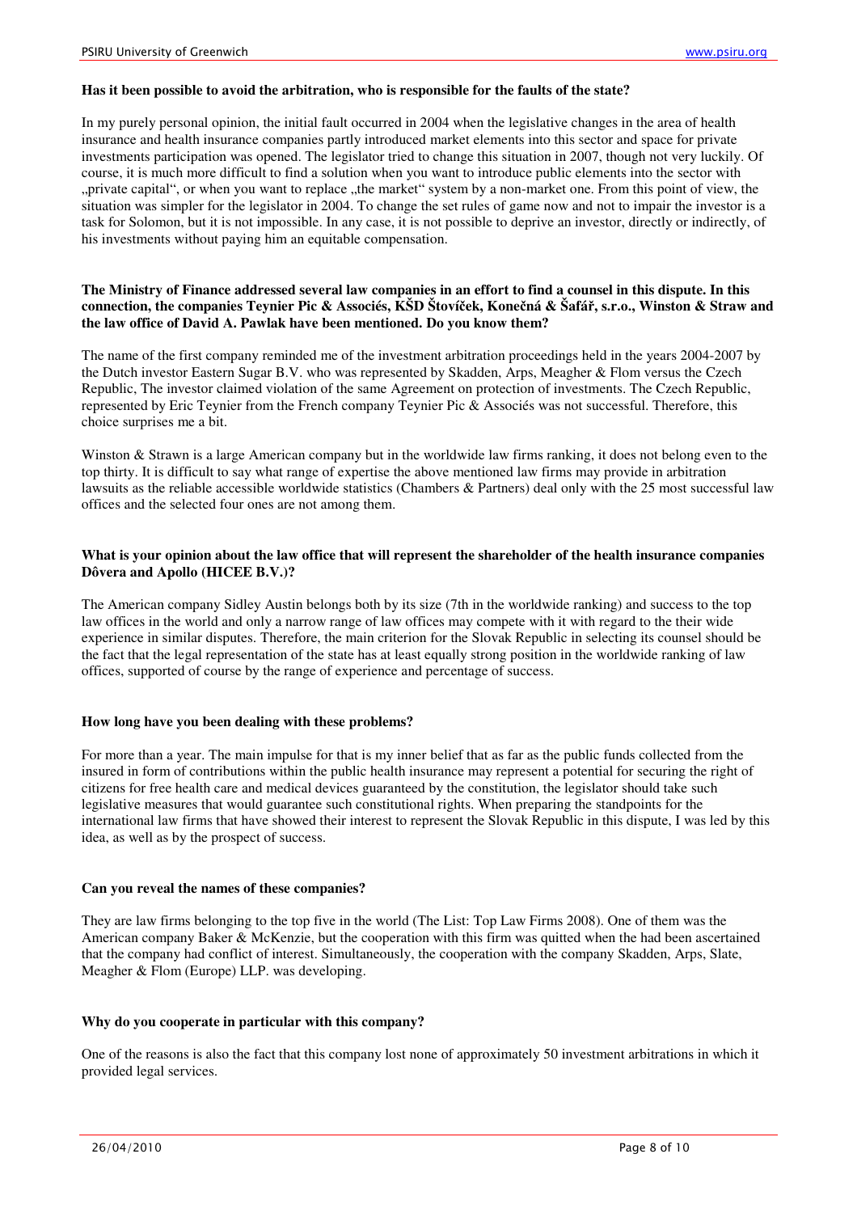**Has it been possible to avoid the arbitration, who is responsible for the faults of the state?**

In my purely personal opinion, the initial fault occurred in 2004 when the legislative changes in the area of health insurance and health insurance companies partly introduced market elements into this sector and space for private investments participation was opened. The legislator tried to change this situation in 2007, though not very luckily. Of course, it is much more difficult to find a solution when you want to introduce public elements into the sector with „private capital", or when you want to replace „the market" system by a non-market one. From this point of view, the situation was simpler for the legislator in 2004. To change the set rules of game now and not to impair the investor is a task for Solomon, but it is not impossible. In any case, it is not possible to deprive an investor, directly or indirectly, of his investments without paying him an equitable compensation.

**The Ministry of Finance addressed several law companies in an effort to find a counsel in this dispute. In this connection, the companies Teynier Pic & Associés, KŠD Štovíček, Konečná & Šafář, s.r.o., Winston & Straw and the law office of David A. Pawlak have been mentioned. Do you know them?**

The name of the first company reminded me of the investment arbitration proceedings held in the years 2004-2007 by the Dutch investor Eastern Sugar B.V. who was represented by Skadden, Arps, Meagher & Flom versus the Czech Republic, The investor claimed violation of the same Agreement on protection of investments. The Czech Republic, represented by Eric Teynier from the French company Teynier Pic & Associés was not successful. Therefore, this choice surprises me a bit.

Winston & Strawn is a large American company but in the worldwide law firms ranking, it does not belong even to the top thirty. It is difficult to say what range of expertise the above mentioned law firms may provide in arbitration lawsuits as the reliable accessible worldwide statistics (Chambers & Partners) deal only with the 25 most successful law offices and the selected four ones are not among them.

**What is your opinion about the law office that will represent the shareholder of the health insurance companies Dôvera and Apollo (HICEE B.V.)?**

The American company Sidley Austin belongs both by its size (7th in the worldwide ranking) and success to the top law offices in the world and only a narrow range of law offices may compete with it with regard to the their wide experience in similar disputes. Therefore, the main criterion for the Slovak Republic in selecting its counsel should be the fact that the legal representation of the state has at least equally strong position in the worldwide ranking of law offices, supported of course by the range of experience and percentage of success.

**How long have you been dealing with these problems?**

For more than a year. The main impulse for that is my inner belief that as far as the public funds collected from the insured in form of contributions within the public health insurance may represent a potential for securing the right of citizens for free health care and medical devices guaranteed by the constitution, the legislator should take such legislative measures that would guarantee such constitutional rights. When preparing the standpoints for the international law firms that have showed their interest to represent the Slovak Republic in this dispute, I was led by this idea, as well as by the prospect of success.

**Can you reveal the names of these companies?**

They are law firms belonging to the top five in the world (The List: Top Law Firms 2008). One of them was the American company Baker & McKenzie, but the cooperation with this firm was quitted when the had been ascertained that the company had conflict of interest. Simultaneously, the cooperation with the company Skadden, Arps, Slate, Meagher & Flom (Europe) LLP. was developing.

**Why do you cooperate in particular with this company?**

One of the reasons is also the fact that this company lost none of approximately 50 investment arbitrations in which it provided legal services.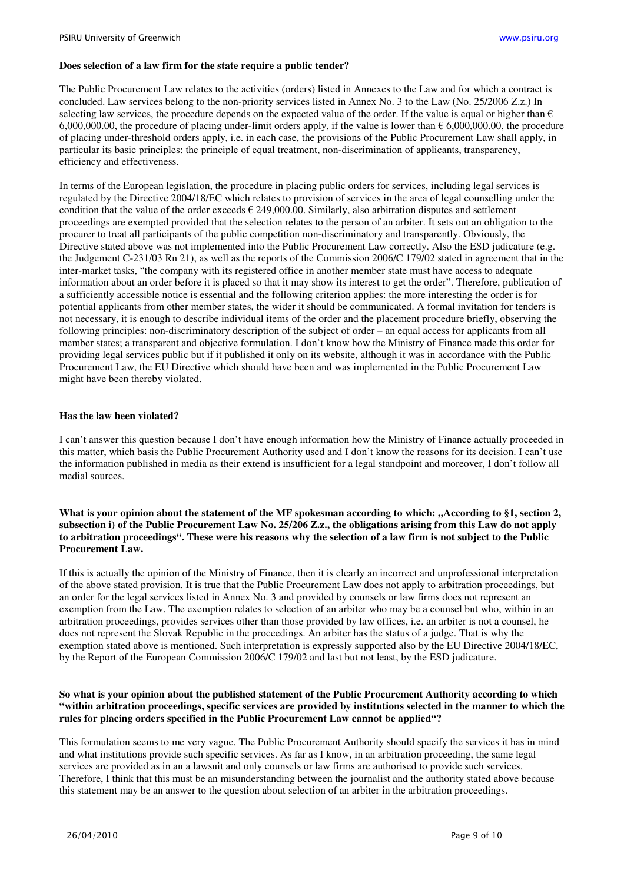**Does selection of a law firm for the state require a public tender?**

The Public Procurement Law relates to the activities (orders) listed in Annexes to the Law and for which a contract is concluded. Law services belong to the non-priority services listed in Annex No. 3 to the Law (No. 25/2006 Z.z.) In selecting law services, the procedure depends on the expected value of the order. If the value is equal or higher than € 6,000,000.00, the procedure of placing under-limit orders apply, if the value is lower than € 6,000,000.00, the procedure of placing under-threshold orders apply, i.e. in each case, the provisions of the Public Procurement Law shall apply, in particular its basic principles: the principle of equal treatment, non-discrimination of applicants, transparency, efficiency and effectiveness.

In terms of the European legislation, the procedure in placing public orders for services, including legal services is regulated by the Directive 2004/18/EC which relates to provision of services in the area of legal counselling under the condition that the value of the order exceeds € 249,000.00. Similarly, also arbitration disputes and settlement proceedings are exempted provided that the selection relates to the person of an arbiter. It sets out an obligation to the procurer to treat all participants of the public competition non-discriminatory and transparently. Obviously, the Directive stated above was not implemented into the Public Procurement Law correctly. Also the ESD judicature (e.g. the Judgement C-231/03 Rn 21), as well as the reports of the Commission 2006/C 179/02 stated in agreement that in the inter-market tasks, "the company with its registered office in another member state must have access to adequate information about an order before it is placed so that it may show its interest to get the order". Therefore, publication of a sufficiently accessible notice is essential and the following criterion applies: the more interesting the order is for potential applicants from other member states, the wider it should be communicated. A formal invitation for tenders is not necessary, it is enough to describe individual items of the order and the placement procedure briefly, observing the following principles: non-discriminatory description of the subject of order – an equal access for applicants from all member states; a transparent and objective formulation. I don't know how the Ministry of Finance made this order for providing legal services public but if it published it only on its website, although it was in accordance with the Public Procurement Law, the EU Directive which should have been and was implemented in the Public Procurement Law might have been thereby violated.

**Has the law been violated?**

I can't answer this question because I don't have enough information how the Ministry of Finance actually proceeded in this matter, which basis the Public Procurement Authority used and I don't know the reasons for its decision. I can't use the information published in media as their extend is insufficient for a legal standpoint and moreover, I don't follow all medial sources.

**What is your opinion about the statement of the MF spokesman according to which: „According to §1, section 2, subsection i) of the Public Procurement Law No. 25/206 Z.z., the obligations arising from this Law do not apply to arbitration proceedings". These were his reasons why the selection of a law firm is not subject to the Public Procurement Law.**

If this is actually the opinion of the Ministry of Finance, then it is clearly an incorrect and unprofessional interpretation of the above stated provision. It is true that the Public Procurement Law does not apply to arbitration proceedings, but an order for the legal services listed in Annex No. 3 and provided by counsels or law firms does not represent an exemption from the Law. The exemption relates to selection of an arbiter who may be a counsel but who, within in an arbitration proceedings, provides services other than those provided by law offices, i.e. an arbiter is not a counsel, he does not represent the Slovak Republic in the proceedings. An arbiter has the status of a judge. That is why the exemption stated above is mentioned. Such interpretation is expressly supported also by the EU Directive 2004/18/EC, by the Report of the European Commission 2006/C 179/02 and last but not least, by the ESD judicature.

**So what is your opinion about the published statement of the Public Procurement Authority according to which "within arbitration proceedings, specific services are provided by institutions selected in the manner to which the rules for placing orders specified in the Public Procurement Law cannot be applied"?**

This formulation seems to me very vague. The Public Procurement Authority should specify the services it has in mind and what institutions provide such specific services. As far as I know, in an arbitration proceeding, the same legal services are provided as in an a lawsuit and only counsels or law firms are authorised to provide such services. Therefore, I think that this must be an misunderstanding between the journalist and the authority stated above because this statement may be an answer to the question about selection of an arbiter in the arbitration proceedings.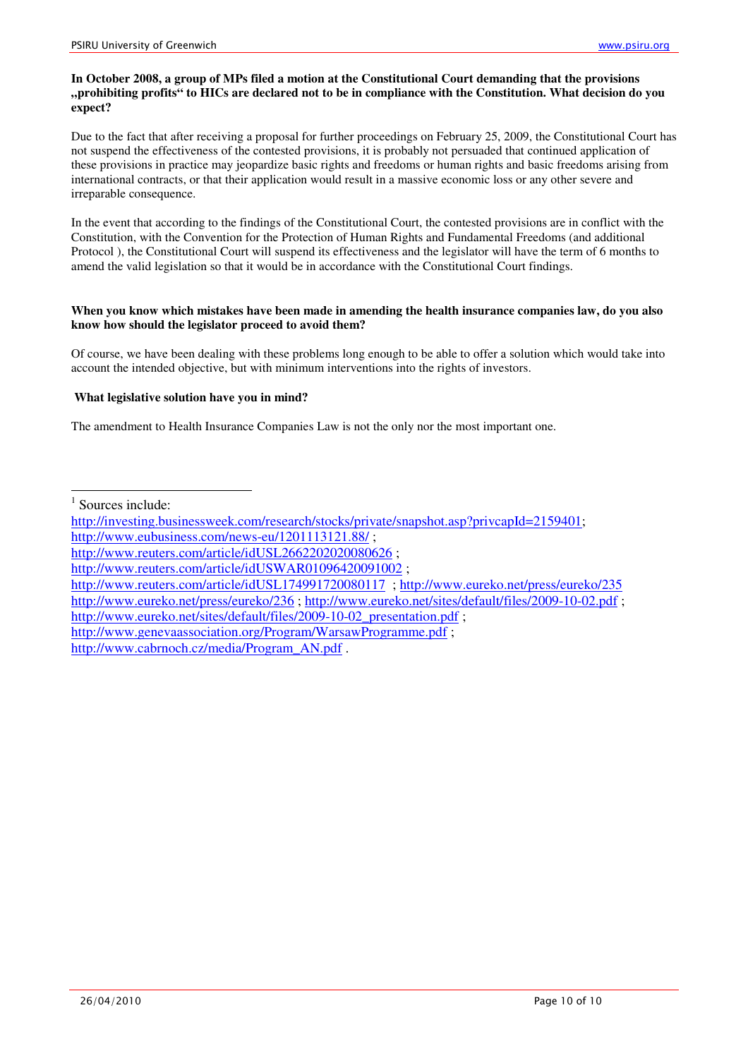**In October 2008, a group of MPs filed a motion at the Constitutional Court demanding that the provisions „prohibiting profits" to HICs are declared not to be in compliance with the Constitution. What decision do you expect?**

Due to the fact that after receiving a proposal for further proceedings on February 25, 2009, the Constitutional Court has not suspend the effectiveness of the contested provisions, it is probably not persuaded that continued application of these provisions in practice may jeopardize basic rights and freedoms or human rights and basic freedoms arising from international contracts, or that their application would result in a massive economic loss or any other severe and irreparable consequence.

In the event that according to the findings of the Constitutional Court, the contested provisions are in conflict with the Constitution, with the Convention for the Protection of Human Rights and Fundamental Freedoms (and additional Protocol ), the Constitutional Court will suspend its effectiveness and the legislator will have the term of 6 months to amend the valid legislation so that it would be in accordance with the Constitutional Court findings.

**When you know which mistakes have been made in amending the health insurance companies law, do you also know how should the legislator proceed to avoid them?**

Of course, we have been dealing with these problems long enough to be able to offer a solution which would take into account the intended objective, but with minimum interventions into the rights of investors.

**What legislative solution have you in mind?**

The amendment to Health Insurance Companies Law is not the only nor the most important one.

---

[1] Sources include:
http://investing.businessweek.com/research/stocks/private/snapshot.asp?privcapId=2159401;
http://www.eubusiness.com/news-eu/1201113121.88/ ;
http://www.reuters.com/article/idUSL2662202020080626 ;
http://www.reuters.com/article/idUSWAR01096420091002 ;
http://www.reuters.com/article/idUSL174991720080117 ; http://www.eureko.net/press/eureko/235
http://www.eureko.net/press/eureko/236 ; http://www.eureko.net/sites/default/files/2009-10-02.pdf ;
http://www.eureko.net/sites/default/files/2009-10-02_presentation.pdf ;
http://www.genevaassociation.org/Program/WarsawProgramme.pdf ;
http://www.cabrnoch.cz/media/Program_AN.pdf .